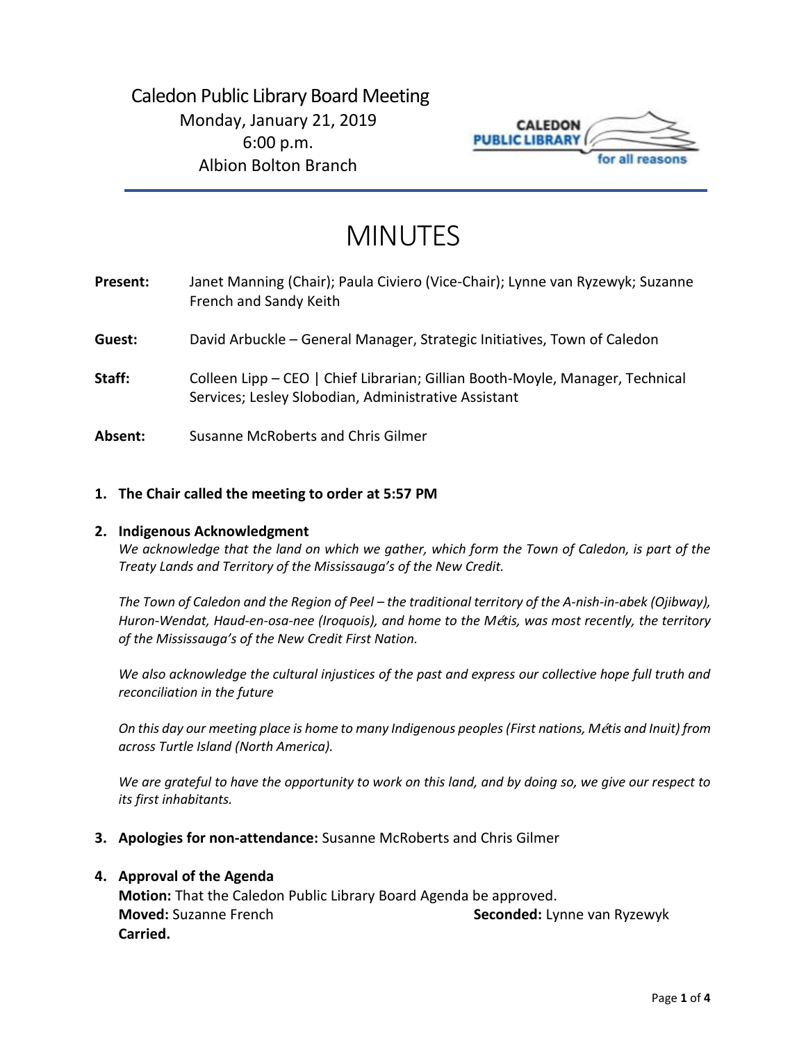# Caledon Public Library Board Meeting

Monday, January 21, 2019
6:00 p.m.
Albion Bolton Branch

CALEDON PUBLIC LIBRARY
for all reasons

## MINUTES

**Present:** Janet Manning (Chair); Paula Civiero (Vice-Chair); Lynne van Ryzewyk; Suzanne French and Sandy Keith

**Guest:** David Arbuckle – General Manager, Strategic Initiatives, Town of Caledon

**Staff:** Colleen Lipp – CEO | Chief Librarian; Gillian Booth-Moyle, Manager, Technical Services; Lesley Slobodian, Administrative Assistant

**Absent:** Susanne McRoberts and Chris Gilmer

1. **The Chair called the meeting to order at 5:57 PM**

2. **Indigenous Acknowledgment**

   *We acknowledge that the land on which we gather, which form the Town of Caledon, is part of the Treaty Lands and Territory of the Mississauga's of the New Credit.*

   *The Town of Caledon and the Region of Peel – the traditional territory of the A-nish-in-abek (Ojibway), Huron-Wendat, Haud-en-osa-nee (Iroquois), and home to the Métis, was most recently, the territory of the Mississauga's of the New Credit First Nation.*

   *We also acknowledge the cultural injustices of the past and express our collective hope full truth and reconciliation in the future*

   *On this day our meeting place is home to many Indigenous peoples (First nations, Métis and Inuit) from across Turtle Island (North America).*

   *We are grateful to have the opportunity to work on this land, and by doing so, we give our respect to its first inhabitants.*

3. **Apologies for non-attendance:** Susanne McRoberts and Chris Gilmer

4. **Approval of the Agenda**

   **Motion:** That the Caledon Public Library Board Agenda be approved.
   **Moved:** Suzanne French **Seconded:** Lynne van Ryzewyk
   **Carried.**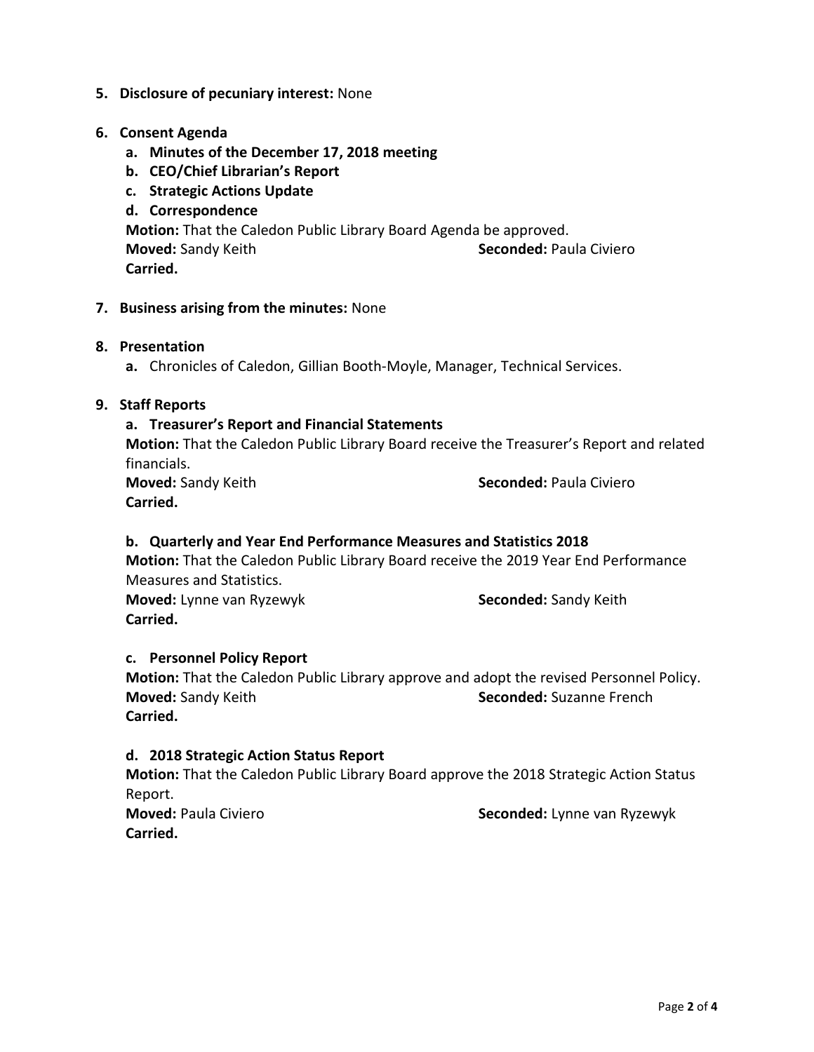**5. Disclosure of pecuniary interest:** None

**6. Consent Agenda**

**a. Minutes of the December 17, 2018 meeting**

**b. CEO/Chief Librarian's Report**

**c. Strategic Actions Update**

**d. Correspondence**

**Motion:** That the Caledon Public Library Board Agenda be approved.
**Moved:** Sandy Keith **Seconded:** Paula Civiero
**Carried.**

**7. Business arising from the minutes:** None

**8. Presentation**

**a.** Chronicles of Caledon, Gillian Booth-Moyle, Manager, Technical Services.

**9. Staff Reports**

**a. Treasurer's Report and Financial Statements**

**Motion:** That the Caledon Public Library Board receive the Treasurer's Report and related financials.
**Moved:** Sandy Keith **Seconded:** Paula Civiero
**Carried.**

**b. Quarterly and Year End Performance Measures and Statistics 2018**

**Motion:** That the Caledon Public Library Board receive the 2019 Year End Performance Measures and Statistics.
**Moved:** Lynne van Ryzewyk **Seconded:** Sandy Keith
**Carried.**

**c. Personnel Policy Report**

**Motion:** That the Caledon Public Library approve and adopt the revised Personnel Policy.
**Moved:** Sandy Keith **Seconded:** Suzanne French
**Carried.**

**d. 2018 Strategic Action Status Report**

**Motion:** That the Caledon Public Library Board approve the 2018 Strategic Action Status Report.
**Moved:** Paula Civiero **Seconded:** Lynne van Ryzewyk
**Carried.**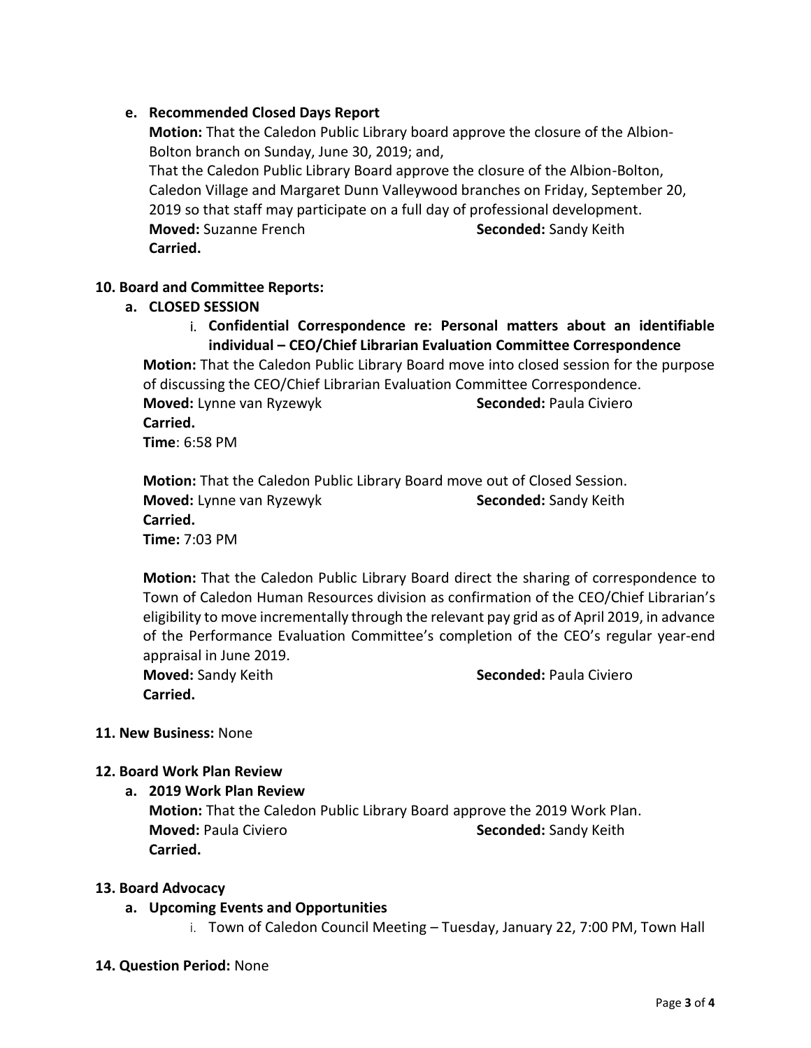**e. Recommended Closed Days Report**

**Motion:** That the Caledon Public Library board approve the closure of the Albion-Bolton branch on Sunday, June 30, 2019; and,
That the Caledon Public Library Board approve the closure of the Albion-Bolton, Caledon Village and Margaret Dunn Valleywood branches on Friday, September 20, 2019 so that staff may participate on a full day of professional development.
**Moved:** Suzanne French **Seconded:** Sandy Keith
**Carried.**

**10. Board and Committee Reports:**

**a. CLOSED SESSION**

i. **Confidential Correspondence re: Personal matters about an identifiable individual – CEO/Chief Librarian Evaluation Committee Correspondence**

**Motion:** That the Caledon Public Library Board move into closed session for the purpose of discussing the CEO/Chief Librarian Evaluation Committee Correspondence.
**Moved:** Lynne van Ryzewyk **Seconded:** Paula Civiero
**Carried.**
**Time**: 6:58 PM

**Motion:** That the Caledon Public Library Board move out of Closed Session.
**Moved:** Lynne van Ryzewyk **Seconded:** Sandy Keith
**Carried.**
**Time:** 7:03 PM

**Motion:** That the Caledon Public Library Board direct the sharing of correspondence to Town of Caledon Human Resources division as confirmation of the CEO/Chief Librarian's eligibility to move incrementally through the relevant pay grid as of April 2019, in advance of the Performance Evaluation Committee's completion of the CEO's regular year-end appraisal in June 2019.
**Moved:** Sandy Keith **Seconded:** Paula Civiero
**Carried.**

**11. New Business:** None

**12. Board Work Plan Review**

**a. 2019 Work Plan Review**

**Motion:** That the Caledon Public Library Board approve the 2019 Work Plan.
**Moved:** Paula Civiero **Seconded:** Sandy Keith
**Carried.**

**13. Board Advocacy**

**a. Upcoming Events and Opportunities**

i. Town of Caledon Council Meeting – Tuesday, January 22, 7:00 PM, Town Hall

**14. Question Period:** None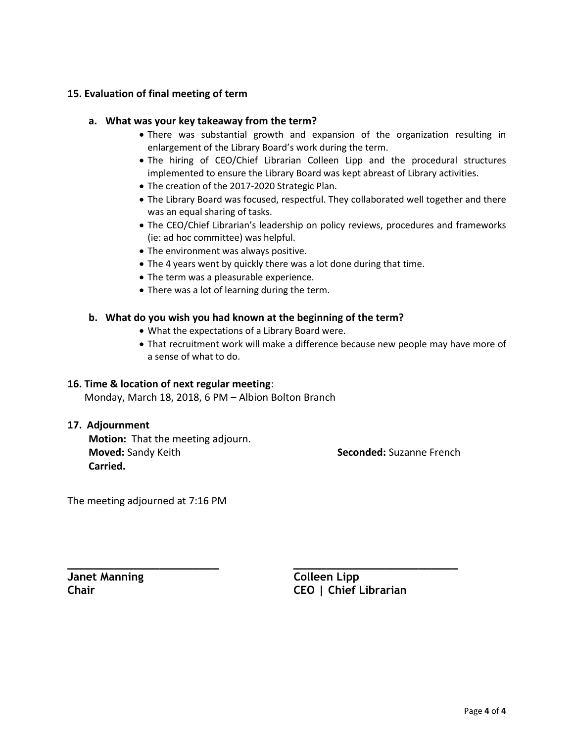**15. Evaluation of final meeting of term**

**a. What was your key takeaway from the term?**

- There was substantial growth and expansion of the organization resulting in enlargement of the Library Board's work during the term.
- The hiring of CEO/Chief Librarian Colleen Lipp and the procedural structures implemented to ensure the Library Board was kept abreast of Library activities.
- The creation of the 2017-2020 Strategic Plan.
- The Library Board was focused, respectful. They collaborated well together and there was an equal sharing of tasks.
- The CEO/Chief Librarian's leadership on policy reviews, procedures and frameworks (ie: ad hoc committee) was helpful.
- The environment was always positive.
- The 4 years went by quickly there was a lot done during that time.
- The term was a pleasurable experience.
- There was a lot of learning during the term.

**b. What do you wish you had known at the beginning of the term?**

- What the expectations of a Library Board were.
- That recruitment work will make a difference because new people may have more of a sense of what to do.

**16. Time & location of next regular meeting**:

Monday, March 18, 2018, 6 PM – Albion Bolton Branch

**17. Adjournment**

**Motion:** That the meeting adjourn.
**Moved:** Sandy Keith **Seconded:** Suzanne French
**Carried.**

The meeting adjourned at 7:16 PM

\_\_\_\_\_\_\_\_\_\_\_\_\_\_\_\_\_\_\_\_\_\_\_\_\_ \_\_\_\_\_\_\_\_\_\_\_\_\_\_\_\_\_\_\_\_\_\_\_\_\_\_\_

**Janet Manning**
**Chair**

**Colleen Lipp**
**CEO | Chief Librarian**